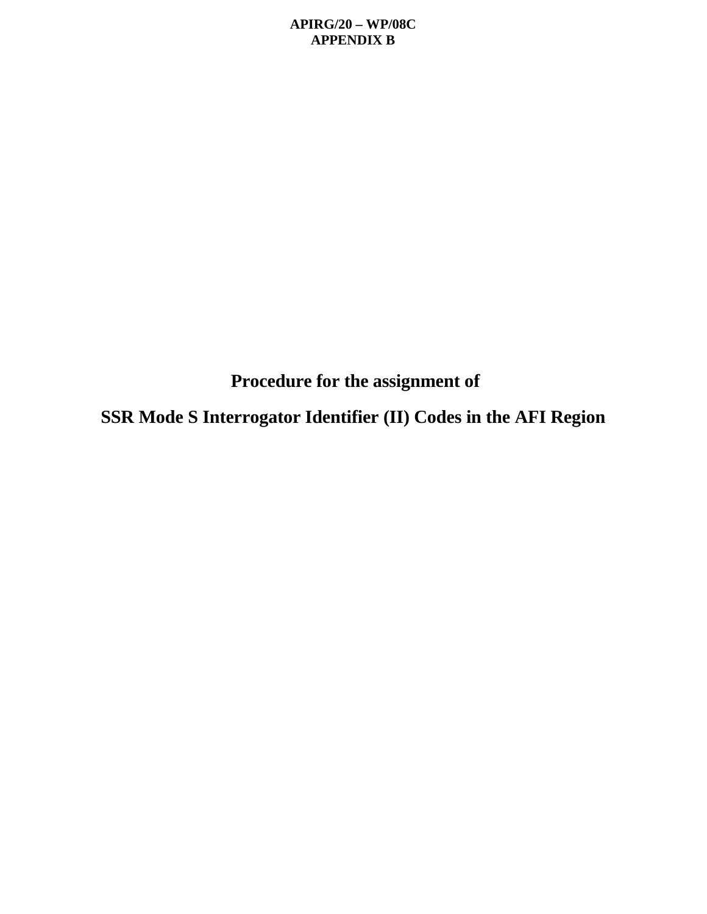# Procedure for the assignment of

# SSR Mode S Interrogator Identifier (II) Codes in the AFI Region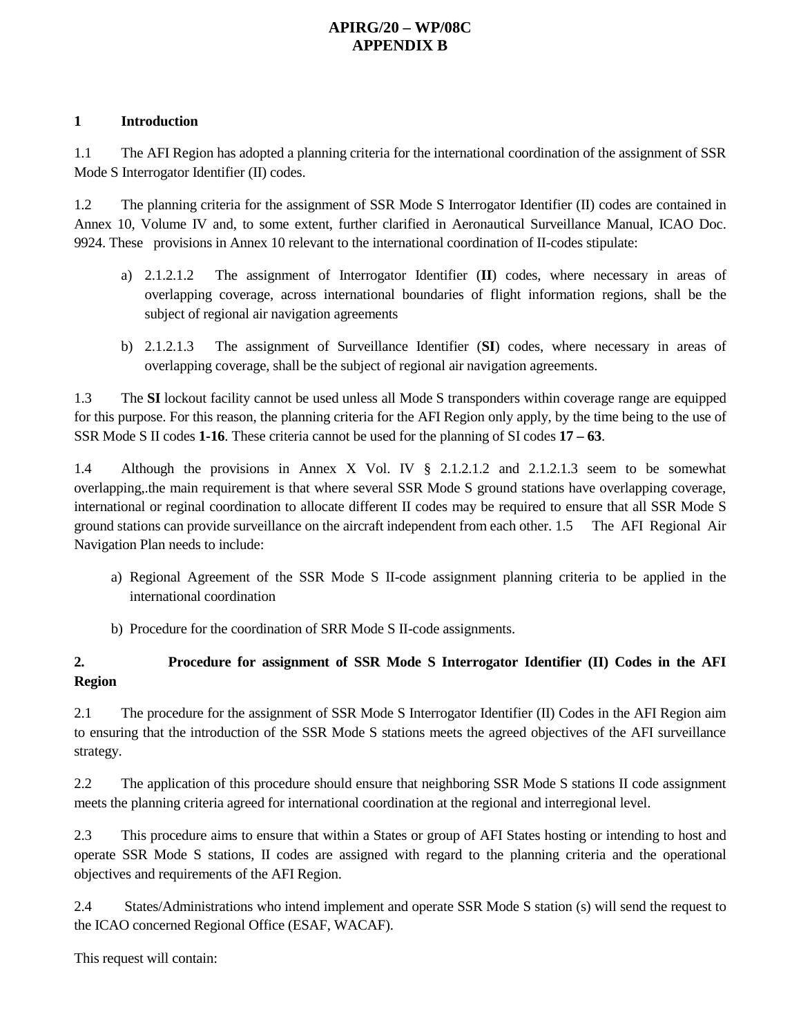# APIRG/20 – WP/08C
# APPENDIX B

## 1 Introduction

1.1 The AFI Region has adopted a planning criteria for the international coordination of the assignment of SSR Mode S Interrogator Identifier (II) codes.

1.2 The planning criteria for the assignment of SSR Mode S Interrogator Identifier (II) codes are contained in Annex 10, Volume IV and, to some extent, further clarified in Aeronautical Surveillance Manual, ICAO Doc. 9924. These provisions in Annex 10 relevant to the international coordination of II-codes stipulate:

a) 2.1.2.1.2 The assignment of Interrogator Identifier (**II**) codes, where necessary in areas of overlapping coverage, across international boundaries of flight information regions, shall be the subject of regional air navigation agreements

b) 2.1.2.1.3 The assignment of Surveillance Identifier (**SI**) codes, where necessary in areas of overlapping coverage, shall be the subject of regional air navigation agreements.

1.3 The **SI** lockout facility cannot be used unless all Mode S transponders within coverage range are equipped for this purpose. For this reason, the planning criteria for the AFI Region only apply, by the time being to the use of SSR Mode S II codes **1-16**. These criteria cannot be used for the planning of SI codes **17 – 63**.

1.4 Although the provisions in Annex X Vol. IV § 2.1.2.1.2 and 2.1.2.1.3 seem to be somewhat overlapping,.the main requirement is that where several SSR Mode S ground stations have overlapping coverage, international or reginal coordination to allocate different II codes may be required to ensure that all SSR Mode S ground stations can provide surveillance on the aircraft independent from each other. 1.5 The AFI Regional Air Navigation Plan needs to include:

a) Regional Agreement of the SSR Mode S II-code assignment planning criteria to be applied in the international coordination

b) Procedure for the coordination of SRR Mode S II-code assignments.

## 2. Procedure for assignment of SSR Mode S Interrogator Identifier (II) Codes in the AFI Region

2.1 The procedure for the assignment of SSR Mode S Interrogator Identifier (II) Codes in the AFI Region aim to ensuring that the introduction of the SSR Mode S stations meets the agreed objectives of the AFI surveillance strategy.

2.2 The application of this procedure should ensure that neighboring SSR Mode S stations II code assignment meets the planning criteria agreed for international coordination at the regional and interregional level.

2.3 This procedure aims to ensure that within a States or group of AFI States hosting or intending to host and operate SSR Mode S stations, II codes are assigned with regard to the planning criteria and the operational objectives and requirements of the AFI Region.

2.4 States/Administrations who intend implement and operate SSR Mode S station (s) will send the request to the ICAO concerned Regional Office (ESAF, WACAF).

This request will contain: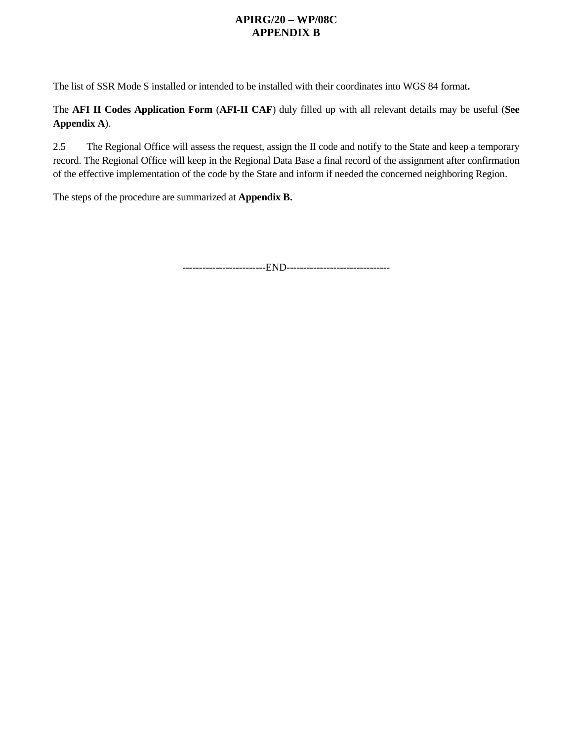The list of SSR Mode S installed or intended to be installed with their coordinates into WGS 84 format**.**

The **AFI II Codes Application Form** (**AFI-II CAF**) duly filled up with all relevant details may be useful (**See Appendix A**).

2.5 The Regional Office will assess the request, assign the II code and notify to the State and keep a temporary record. The Regional Office will keep in the Regional Data Base a final record of the assignment after confirmation of the effective implementation of the code by the State and inform if needed the concerned neighboring Region.

The steps of the procedure are summarized at **Appendix B.**

------------------------END------------------------------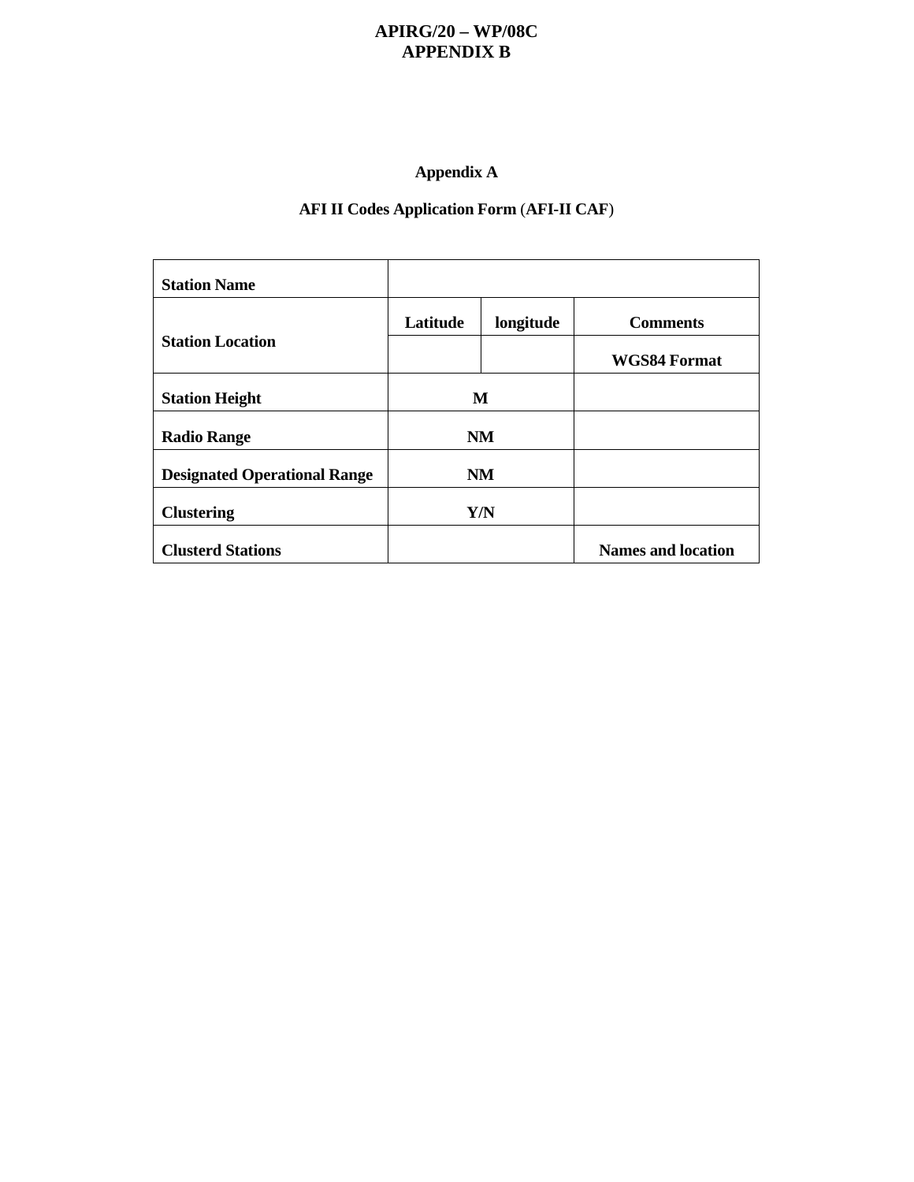**APIRG/20 – WP/08C**
**APPENDIX B**

**Appendix A**

**AFI II Codes Application Form** (**AFI-II CAF**)

| **Station Name** | | | |
|---|---|---|---|
| **Station Location** | **Latitude** | **longitude** | **Comments** |
| | | | **WGS84 Format** |
| **Station Height** | **M** | | |
| **Radio Range** | **NM** | | |
| **Designated Operational Range** | **NM** | | |
| **Clustering** | **Y/N** | | |
| **Clusterd Stations** | | | **Names and location** |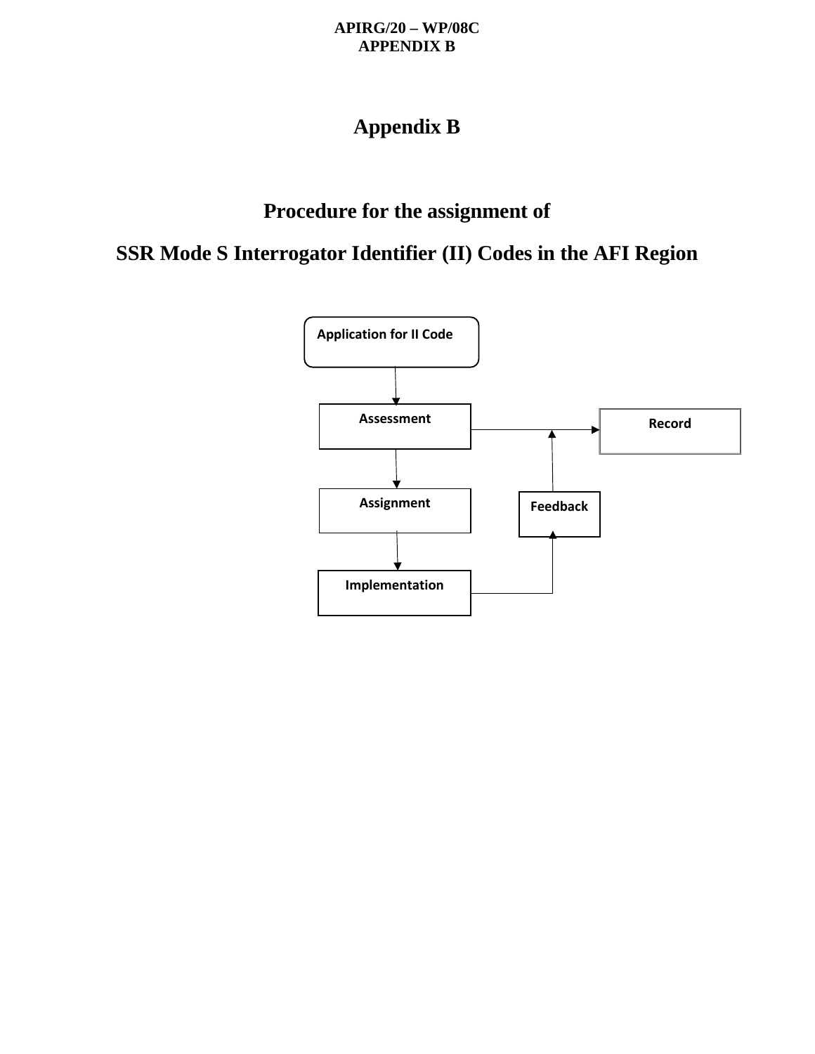# Appendix B

## Procedure for the assignment of

## SSR Mode S Interrogator Identifier (II) Codes in the AFI Region

Application for II Code

Assessment

Record

Assignment

Feedback

Implementation